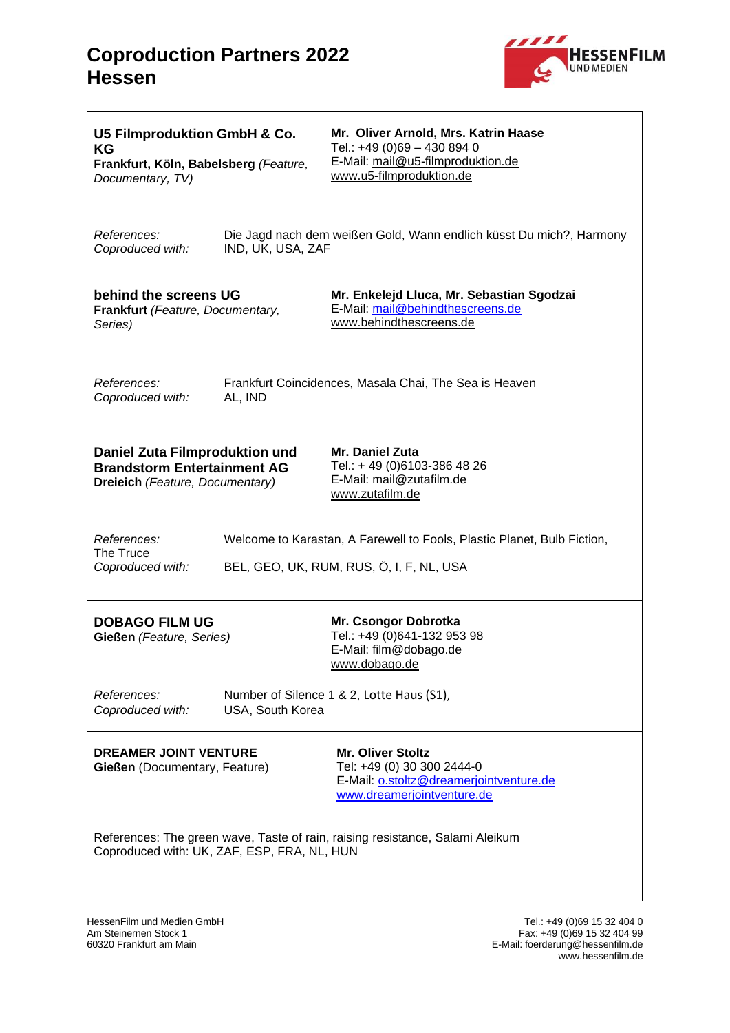# Coproduction Partners 2022
# Hessen

**U5 Filmproduktion GmbH & Co. KG**
**Frankfurt, Köln, Babelsberg** *(Feature, Documentary, TV)*

**Mr. Oliver Arnold, Mrs. Katrin Haase**
Tel.: +49 (0)69 – 430 894 0
E-Mail: mail@u5-filmproduktion.de
www.u5-filmproduktion.de

*References:* Die Jagd nach dem weißen Gold, Wann endlich küsst Du mich?, Harmony
*Coproduced with:* IND, UK, USA, ZAF

---

**behind the screens UG**
**Frankfurt** *(Feature, Documentary, Series)*

**Mr. Enkelejd Lluca, Mr. Sebastian Sgodzai**
E-Mail: mail@behindthescreens.de
www.behindthescreens.de

*References:* Frankfurt Coincidences, Masala Chai, The Sea is Heaven
*Coproduced with:* AL, IND

---

**Daniel Zuta Filmproduktion und Brandstorm Entertainment AG**
**Dreieich** *(Feature, Documentary)*

**Mr. Daniel Zuta**
Tel.: + 49 (0)6103-386 48 26
E-Mail: mail@zutafilm.de
www.zutafilm.de

*References:* Welcome to Karastan, A Farewell to Fools, Plastic Planet, Bulb Fiction, The Truce
*Coproduced with:* BEL, GEO, UK, RUM, RUS, Ö, I, F, NL, USA

---

**DOBAGO FILM UG**
**Gießen** *(Feature, Series)*

**Mr. Csongor Dobrotka**
Tel.: +49 (0)641-132 953 98
E-Mail: film@dobago.de
www.dobago.de

*References:* Number of Silence 1 & 2, Lotte Haus (S1),
*Coproduced with:* USA, South Korea

---

**DREAMER JOINT VENTURE**
**Gießen** (Documentary, Feature)

**Mr. Oliver Stoltz**
Tel: +49 (0) 30 300 2444-0
E-Mail: o.stoltz@dreamerjointventure.de
www.dreamerjointventure.de

References: The green wave, Taste of rain, raising resistance, Salami Aleikum
Coproduced with: UK, ZAF, ESP, FRA, NL, HUN

---

HessenFilm und Medien GmbH
Am Steinernen Stock 1
60320 Frankfurt am Main

Tel.: +49 (0)69 15 32 404 0
Fax: +49 (0)69 15 32 404 99
E-Mail: foerderung@hessenfilm.de
www.hessenfilm.de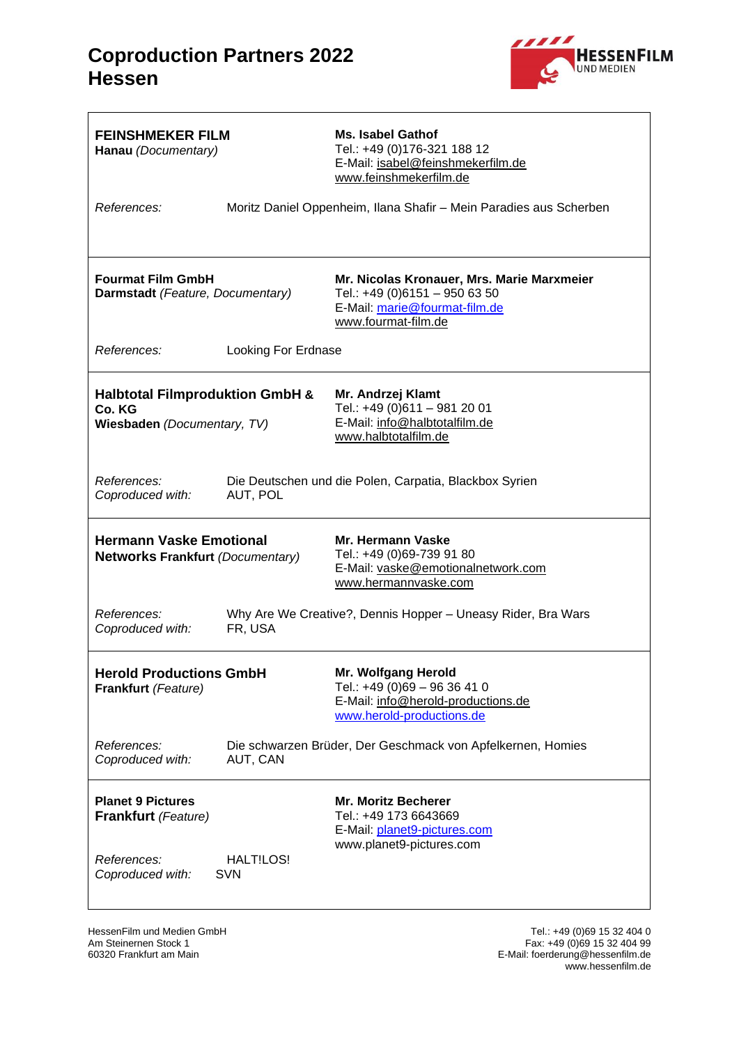# Coproduction Partners 2022
# Hessen

---

**FEINSHMEKER FILM**
**Hanau** *(Documentary)*

**Ms. Isabel Gathof**
Tel.: +49 (0)176-321 188 12
E-Mail: isabel@feinshmekerfilm.de
www.feinshmekerfilm.de

*References:* Moritz Daniel Oppenheim, Ilana Shafir – Mein Paradies aus Scherben

---

**Fourmat Film GmbH**
**Darmstadt** *(Feature, Documentary)*

**Mr. Nicolas Kronauer, Mrs. Marie Marxmeier**
Tel.: +49 (0)6151 – 950 63 50
E-Mail: marie@fourmat-film.de
www.fourmat-film.de

*References:* Looking For Erdnase

---

**Halbtotal Filmproduktion GmbH & Co. KG**
**Wiesbaden** *(Documentary, TV)*

**Mr. Andrzej Klamt**
Tel.: +49 (0)611 – 981 20 01
E-Mail: info@halbtotalfilm.de
www.halbtotalfilm.de

*References:* Die Deutschen und die Polen, Carpatia, Blackbox Syrien
*Coproduced with:* AUT, POL

---

**Hermann Vaske Emotional Networks Frankfurt** *(Documentary)*

**Mr. Hermann Vaske**
Tel.: +49 (0)69-739 91 80
E-Mail: vaske@emotionalnetwork.com
www.hermannvaske.com

*References:* Why Are We Creative?, Dennis Hopper – Uneasy Rider, Bra Wars
*Coproduced with:* FR, USA

---

**Herold Productions GmbH**
**Frankfurt** *(Feature)*

**Mr. Wolfgang Herold**
Tel.: +49 (0)69 – 96 36 41 0
E-Mail: info@herold-productions.de
www.herold-productions.de

*References:* Die schwarzen Brüder, Der Geschmack von Apfelkernen, Homies
*Coproduced with:* AUT, CAN

---

**Planet 9 Pictures**
**Frankfurt** *(Feature)*

**Mr. Moritz Becherer**
Tel.: +49 173 6643669
E-Mail: planet9-pictures.com
www.planet9-pictures.com

*References:* HALT!LOS!
*Coproduced with:* SVN

---

HessenFilm und Medien GmbH
Am Steinernen Stock 1
60320 Frankfurt am Main

Tel.: +49 (0)69 15 32 404 0
Fax: +49 (0)69 15 32 404 99
E-Mail: foerderung@hessenfilm.de
www.hessenfilm.de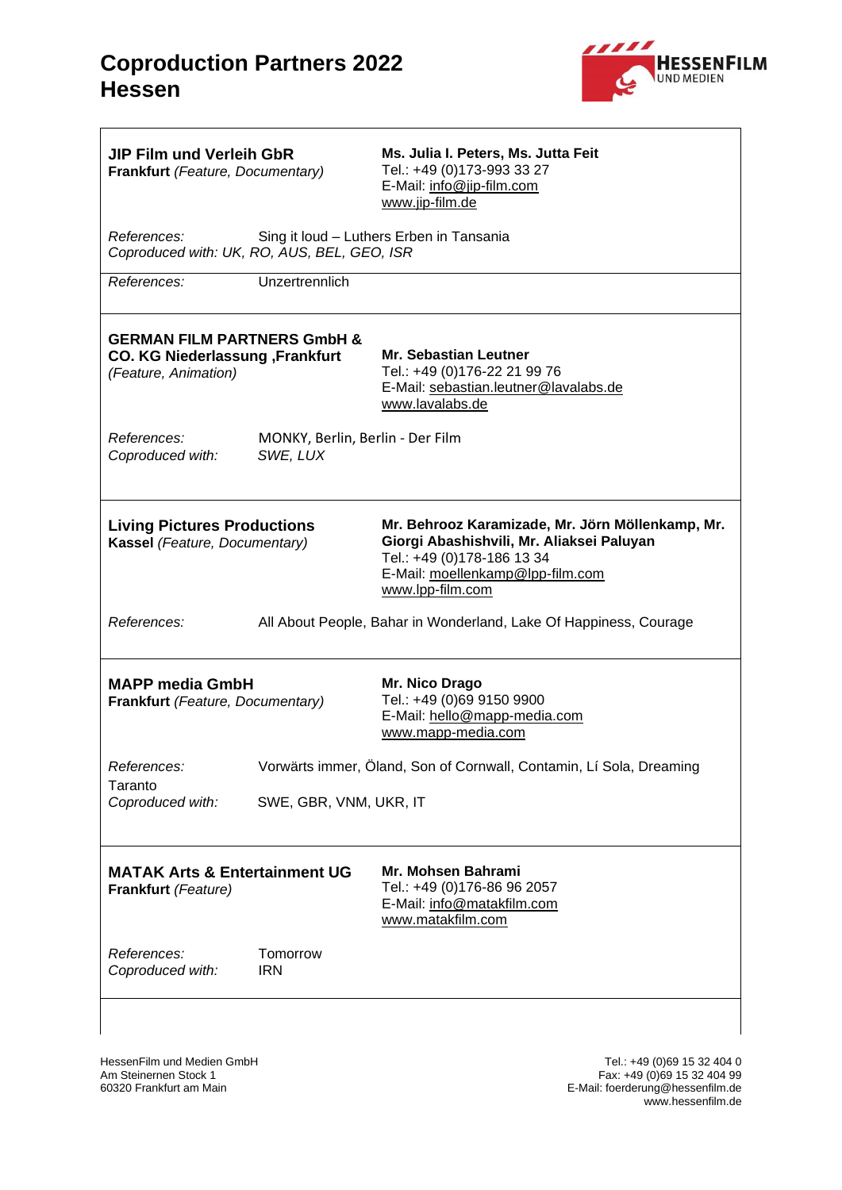# Coproduction Partners 2022 Hessen

**JIP Film und Verleih GbR**
**Frankfurt** *(Feature, Documentary)*

**Ms. Julia I. Peters, Ms. Jutta Feit**
Tel.: +49 (0)173-993 33 27
E-Mail: info@jip-film.com
www.jip-film.de

*References:* Sing it loud – Luthers Erben in Tansania
*Coproduced with: UK, RO, AUS, BEL, GEO, ISR*

*References:* Unzertrennlich

---

**GERMAN FILM PARTNERS GmbH & CO. KG Niederlassung ,Frankfurt**
*(Feature, Animation)*

**Mr. Sebastian Leutner**
Tel.: +49 (0)176-22 21 99 76
E-Mail: sebastian.leutner@lavalabs.de
www.lavalabs.de

*References:* MONKY, Berlin, Berlin - Der Film
*Coproduced with:* *SWE, LUX*

---

**Living Pictures Productions**
**Kassel** *(Feature, Documentary)*

**Mr. Behrooz Karamizade, Mr. Jörn Möllenkamp, Mr. Giorgi Abashishvili, Mr. Aliaksei Paluyan**
Tel.: +49 (0)178-186 13 34
E-Mail: moellenkamp@lpp-film.com
www.lpp-film.com

*References:* All About People, Bahar in Wonderland, Lake Of Happiness, Courage

---

**MAPP media GmbH**
**Frankfurt** *(Feature, Documentary)*

**Mr. Nico Drago**
Tel.: +49 (0)69 9150 9900
E-Mail: hello@mapp-media.com
www.mapp-media.com

*References:* Vorwärts immer, Öland, Son of Cornwall, Contamin, Lí Sola, Dreaming Taranto
*Coproduced with:* SWE, GBR, VNM, UKR, IT

---

**MATAK Arts & Entertainment UG**
**Frankfurt** *(Feature)*

**Mr. Mohsen Bahrami**
Tel.: +49 (0)176-86 96 2057
E-Mail: info@matakfilm.com
www.matakfilm.com

*References:* Tomorrow
*Coproduced with:* IRN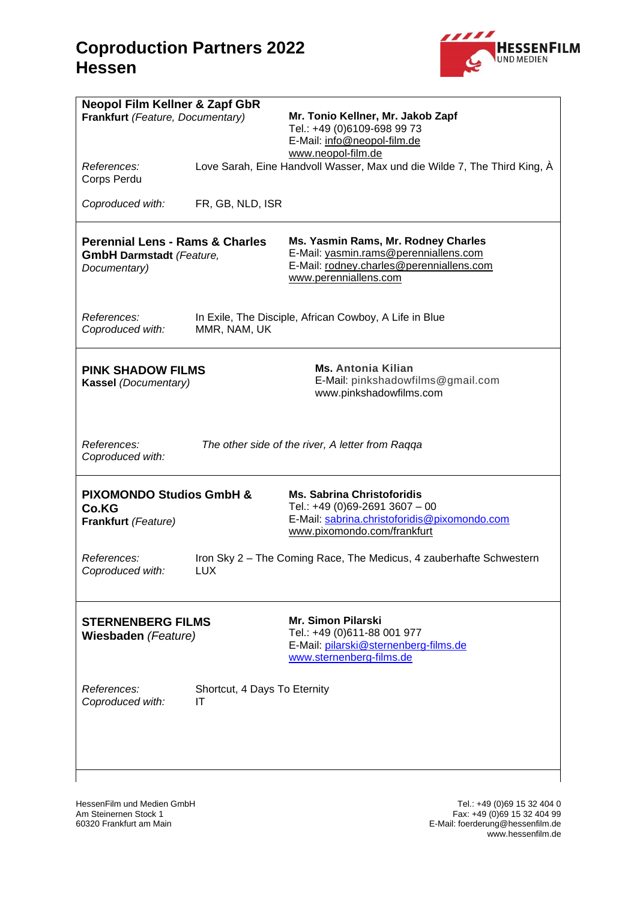# Coproduction Partners 2022 Hessen

**Neopol Film Kellner & Zapf GbR**
**Frankfurt** *(Feature, Documentary)*

**Mr. Tonio Kellner, Mr. Jakob Zapf**
Tel.: +49 (0)6109-698 99 73
E-Mail: info@neopol-film.de
www.neopol-film.de

*References:* Love Sarah, Eine Handvoll Wasser, Max und die Wilde 7, The Third King, À Corps Perdu

*Coproduced with:* FR, GB, NLD, ISR

---

**Perennial Lens - Rams & Charles GmbH Darmstadt** *(Feature, Documentary)*

**Ms. Yasmin Rams, Mr. Rodney Charles**
E-Mail: yasmin.rams@perenniallens.com
E-Mail: rodney.charles@perenniallens.com
www.perenniallens.com

*References:* In Exile, The Disciple, African Cowboy, A Life in Blue
*Coproduced with:* MMR, NAM, UK

---

**PINK SHADOW FILMS**
**Kassel** *(Documentary)*

**Ms. Antonia Kilian**
E-Mail: pinkshadowfilms@gmail.com
www.pinkshadowfilms.com

*References:* *The other side of the river, A letter from Raqqa*
*Coproduced with:*

---

**PIXOMONDO Studios GmbH & Co.KG**
**Frankfurt** *(Feature)*

**Ms. Sabrina Christoforidis**
Tel.: +49 (0)69-2691 3607 – 00
E-Mail: sabrina.christoforidis@pixomondo.com
www.pixomondo.com/frankfurt

*References:* Iron Sky 2 – The Coming Race, The Medicus, 4 zauberhafte Schwestern
*Coproduced with:* LUX

---

**STERNENBERG FILMS**
**Wiesbaden** *(Feature)*

**Mr. Simon Pilarski**
Tel.: +49 (0)611-88 001 977
E-Mail: pilarski@sternenberg-films.de
www.sternenberg-films.de

*References:* Shortcut, 4 Days To Eternity
*Coproduced with:* IT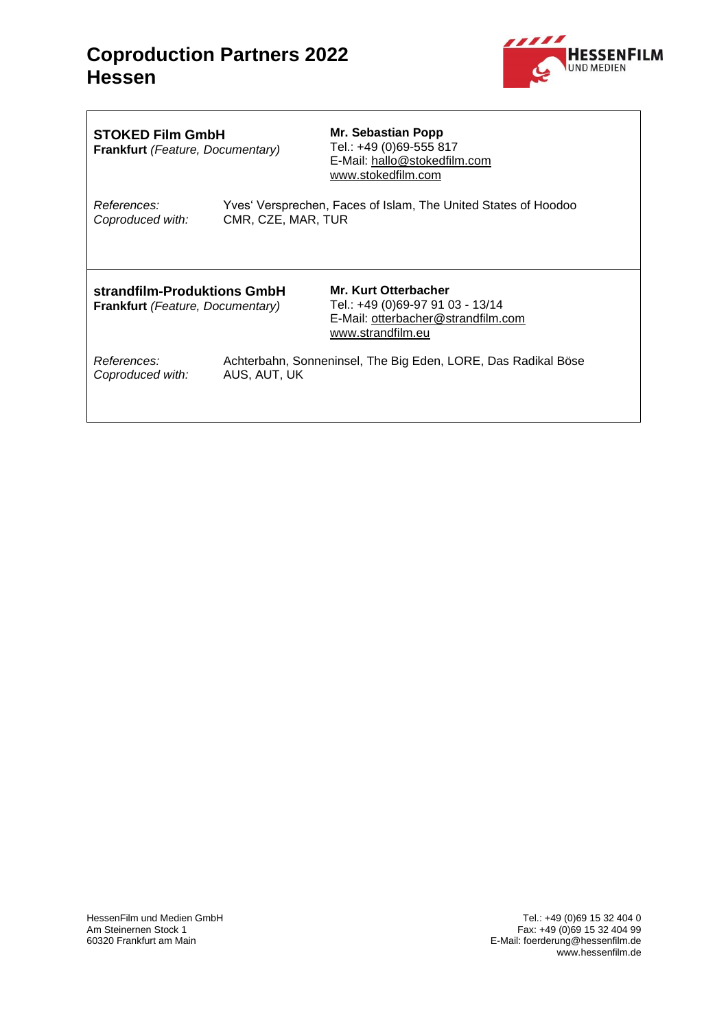# Coproduction Partners 2022 Hessen

**STOKED Film GmbH**
**Frankfurt** *(Feature, Documentary)*

**Mr. Sebastian Popp**
Tel.: +49 (0)69-555 817
E-Mail: hallo@stokedfilm.com
www.stokedfilm.com

*References:* Yves' Versprechen, Faces of Islam, The United States of Hoodoo
*Coproduced with:* CMR, CZE, MAR, TUR

**strandfilm-Produktions GmbH**
**Frankfurt** *(Feature, Documentary)*

**Mr. Kurt Otterbacher**
Tel.: +49 (0)69-97 91 03 - 13/14
E-Mail: otterbacher@strandfilm.com
www.strandfilm.eu

*References:* Achterbahn, Sonneninsel, The Big Eden, LORE, Das Radikal Böse
*Coproduced with:* AUS, AUT, UK